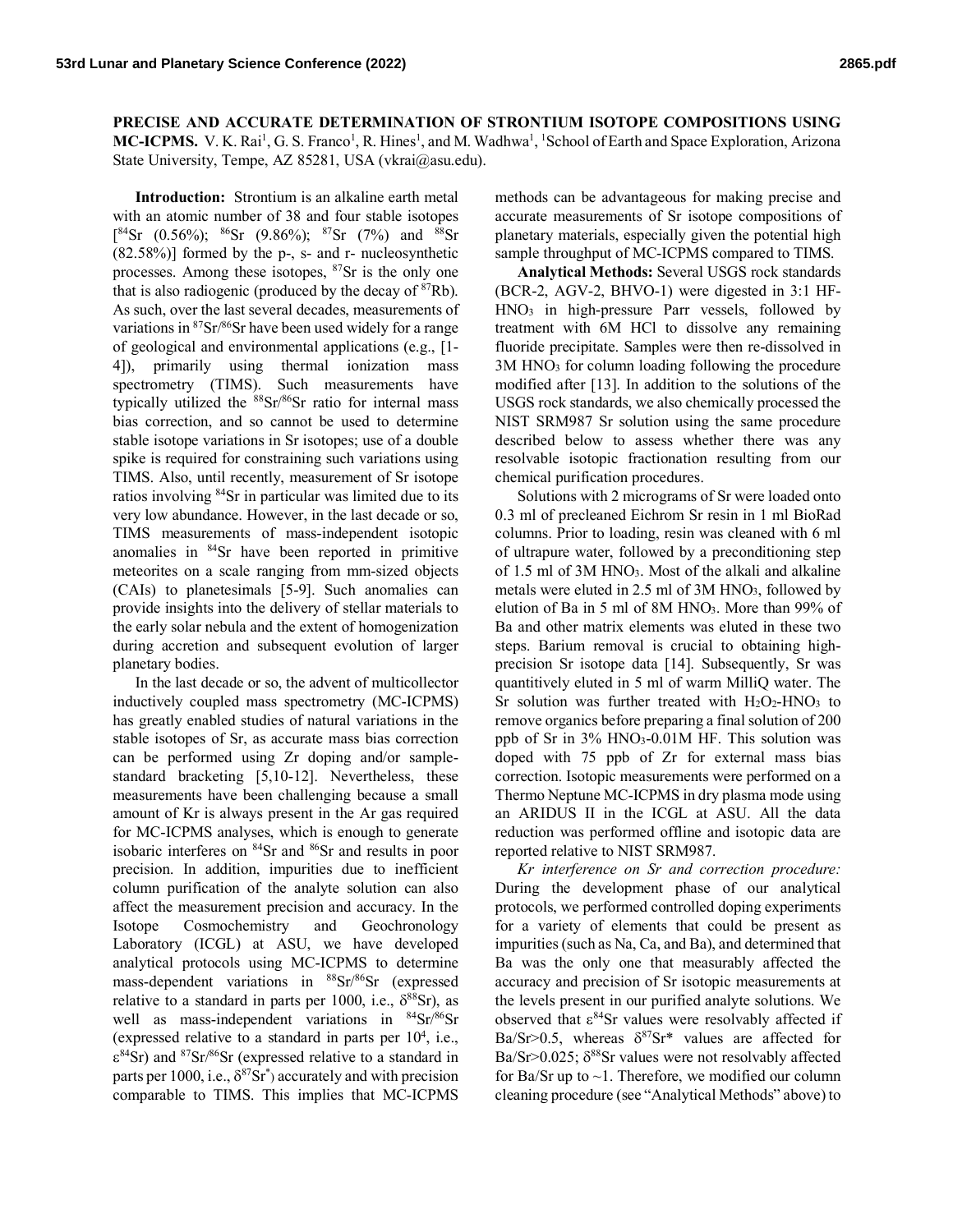**PRECISE AND ACCURATE DETERMINATION OF STRONTIUM ISOTOPE COMPOSITIONS USING MC-ICPMS.** V. K. Rai[1], G. S. Franco[1], R. Hines[1], and M. Wadhwa[1], [1]School of Earth and Space Exploration, Arizona State University, Tempe, AZ 85281, USA (vkrai@asu.edu).

**Introduction:** Strontium is an alkaline earth metal with an atomic number of 38 and four stable isotopes [$^{84}$Sr (0.56%); $^{86}$Sr (9.86%); $^{87}$Sr (7%) and $^{88}$Sr (82.58%)] formed by the p-, s- and r- nucleosynthetic processes. Among these isotopes, $^{87}$Sr is the only one that is also radiogenic (produced by the decay of $^{87}$Rb). As such, over the last several decades, measurements of variations in $^{87}$Sr/$^{86}$Sr have been used widely for a range of geological and environmental applications (e.g., [1-4]), primarily using thermal ionization mass spectrometry (TIMS). Such measurements have typically utilized the $^{88}$Sr/$^{86}$Sr ratio for internal mass bias correction, and so cannot be used to determine stable isotope variations in Sr isotopes; use of a double spike is required for constraining such variations using TIMS. Also, until recently, measurement of Sr isotope ratios involving $^{84}$Sr in particular was limited due to its very low abundance. However, in the last decade or so, TIMS measurements of mass-independent isotopic anomalies in $^{84}$Sr have been reported in primitive meteorites on a scale ranging from mm-sized objects (CAIs) to planetesimals [5-9]. Such anomalies can provide insights into the delivery of stellar materials to the early solar nebula and the extent of homogenization during accretion and subsequent evolution of larger planetary bodies.

In the last decade or so, the advent of multicollector inductively coupled mass spectrometry (MC-ICPMS) has greatly enabled studies of natural variations in the stable isotopes of Sr, as accurate mass bias correction can be performed using Zr doping and/or sample-standard bracketing [5,10-12]. Nevertheless, these measurements have been challenging because a small amount of Kr is always present in the Ar gas required for MC-ICPMS analyses, which is enough to generate isobaric interferes on $^{84}$Sr and $^{86}$Sr and results in poor precision. In addition, impurities due to inefficient column purification of the analyte solution can also affect the measurement precision and accuracy. In the Isotope Cosmochemistry and Geochronology Laboratory (ICGL) at ASU, we have developed analytical protocols using MC-ICPMS to determine mass-dependent variations in $^{88}$Sr/$^{86}$Sr (expressed relative to a standard in parts per 1000, i.e., $\delta^{88}$Sr), as well as mass-independent variations in $^{84}$Sr/$^{86}$Sr (expressed relative to a standard in parts per $10^4$, i.e., $\varepsilon^{84}$Sr) and $^{87}$Sr/$^{86}$Sr (expressed relative to a standard in parts per 1000, i.e., $\delta^{87}$Sr$^*$) accurately and with precision comparable to TIMS. This implies that MC-ICPMS methods can be advantageous for making precise and accurate measurements of Sr isotope compositions of planetary materials, especially given the potential high sample throughput of MC-ICPMS compared to TIMS.

**Analytical Methods:** Several USGS rock standards (BCR-2, AGV-2, BHVO-1) were digested in 3:1 HF-$HNO_3$ in high-pressure Parr vessels, followed by treatment with 6M HCl to dissolve any remaining fluoride precipitate. Samples were then re-dissolved in 3M $HNO_3$ for column loading following the procedure modified after [13]. In addition to the solutions of the USGS rock standards, we also chemically processed the NIST SRM987 Sr solution using the same procedure described below to assess whether there was any resolvable isotopic fractionation resulting from our chemical purification procedures.

Solutions with 2 micrograms of Sr were loaded onto 0.3 ml of precleaned Eichrom Sr resin in 1 ml BioRad columns. Prior to loading, resin was cleaned with 6 ml of ultrapure water, followed by a preconditioning step of 1.5 ml of 3M $HNO_3$. Most of the alkali and alkaline metals were eluted in 2.5 ml of 3M $HNO_3$, followed by elution of Ba in 5 ml of 8M $HNO_3$. More than 99% of Ba and other matrix elements was eluted in these two steps. Barium removal is crucial to obtaining high-precision Sr isotope data [14]. Subsequently, Sr was quantitively eluted in 5 ml of warm MilliQ water. The Sr solution was further treated with $H_2O_2$-$HNO_3$ to remove organics before preparing a final solution of 200 ppb of Sr in 3% $HNO_3$-0.01M HF. This solution was doped with 75 ppb of Zr for external mass bias correction. Isotopic measurements were performed on a Thermo Neptune MC-ICPMS in dry plasma mode using an ARIDUS II in the ICGL at ASU. All the data reduction was performed offline and isotopic data are reported relative to NIST SRM987.

*Kr interference on Sr and correction procedure:* During the development phase of our analytical protocols, we performed controlled doping experiments for a variety of elements that could be present as impurities (such as Na, Ca, and Ba), and determined that Ba was the only one that measurably affected the accuracy and precision of Sr isotopic measurements at the levels present in our purified analyte solutions. We observed that $\varepsilon^{84}$Sr values were resolvably affected if Ba/Sr>0.5, whereas $\delta^{87}$Sr* values are affected for Ba/Sr>0.025; $\delta^{88}$Sr values were not resolvably affected for Ba/Sr up to ~1. Therefore, we modified our column cleaning procedure (see "Analytical Methods" above) to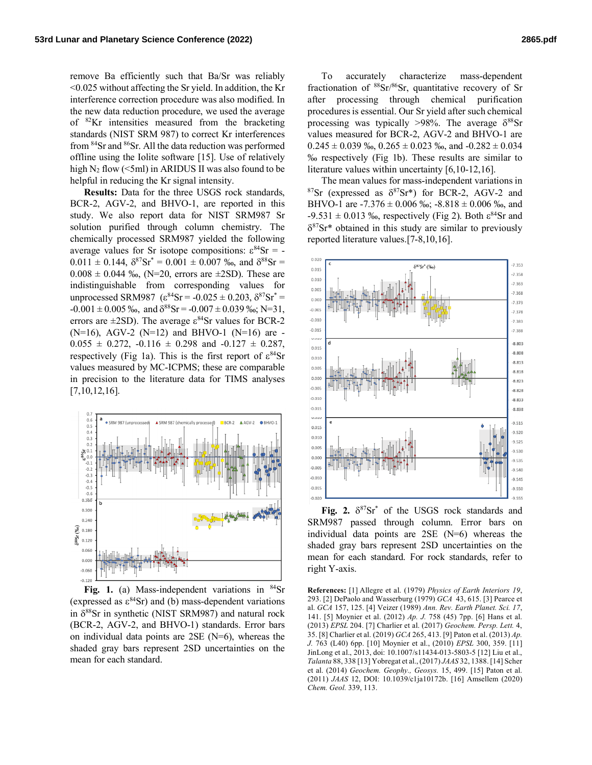remove Ba efficiently such that Ba/Sr was reliably <0.025 without affecting the Sr yield. In addition, the Kr interference correction procedure was also modified. In the new data reduction procedure, we used the average of $^{82}$Kr intensities measured from the bracketing standards (NIST SRM 987) to correct Kr interferences from $^{84}$Sr and $^{86}$Sr. All the data reduction was performed offline using the Iolite software [15]. Use of relatively high $N_2$ flow (<5ml) in ARIDUS II was also found to be helpful in reducing the Kr signal intensity.

**Results:** Data for the three USGS rock standards, BCR-2, AGV-2, and BHVO-1, are reported in this study. We also report data for NIST SRM987 Sr solution purified through column chemistry. The chemically processed SRM987 yielded the following average values for Sr isotope compositions: $\varepsilon^{84}$Sr = -0.011 ± 0.144, $\delta^{87}$Sr$^{*}$ = 0.001 ± 0.007 ‰, and $\delta^{88}$Sr = 0.008 ± 0.044 ‰, (N=20, errors are ±2SD). These are indistinguishable from corresponding values for unprocessed SRM987 ($\varepsilon^{84}$Sr = -0.025 ± 0.203, $\delta^{87}$Sr$^{*}$ = -0.001 ± 0.005 ‰, and $\delta^{88}$Sr = -0.007 ± 0.039 ‰; N=31, errors are ±2SD). The average $\varepsilon^{84}$Sr values for BCR-2 (N=16), AGV-2 (N=12) and BHVO-1 (N=16) are -0.055 ± 0.272, -0.116 ± 0.298 and -0.127 ± 0.287, respectively (Fig 1a). This is the first report of $\varepsilon^{84}$Sr values measured by MC-ICPMS; these are comparable in precision to the literature data for TIMS analyses [7,10,12,16].

a
SRM 987 (unprocessed) SRM 987 (chemically processed) BCR-2 AGV-2 BHVO-1
$\varepsilon^{84}$Sr
b
$\delta^{88}$Sr (‰)

**Fig. 1.** (a) Mass-independent variations in $^{84}$Sr (expressed as $\varepsilon^{84}$Sr) and (b) mass-dependent variations in $\delta^{88}$Sr in synthetic (NIST SRM987) and natural rock (BCR-2, AGV-2, and BHVO-1) standards. Error bars on individual data points are 2SE (N=6), whereas the shaded gray bars represent 2SD uncertainties on the mean for each standard.

To accurately characterize mass-dependent fractionation of $^{88}$Sr/$^{86}$Sr, quantitative recovery of Sr after processing through chemical purification procedures is essential. Our Sr yield after such chemical processing was typically >98%. The average $\delta^{88}$Sr values measured for BCR-2, AGV-2 and BHVO-1 are 0.245 ± 0.039 ‰, 0.265 ± 0.023 ‰, and -0.282 ± 0.034 ‰ respectively (Fig 1b). These results are similar to literature values within uncertainty [6,10-12,16].

The mean values for mass-independent variations in $^{87}$Sr (expressed as $\delta^{87}$Sr*) for BCR-2, AGV-2 and BHVO-1 are -7.376 ± 0.006 ‰; -8.818 ± 0.006 ‰, and -9.531 ± 0.013 ‰, respectively (Fig 2). Both $\varepsilon^{84}$Sr and $\delta^{87}$Sr* obtained in this study are similar to previously reported literature values.[7-8,10,16].

c
$\delta^{87}$Sr* (‰)
d
e

**Fig. 2.** $\delta^{87}$Sr$^{*}$ of the USGS rock standards and SRM987 passed through column. Error bars on individual data points are 2SE (N=6) whereas the shaded gray bars represent 2SD uncertainties on the mean for each standard. For rock standards, refer to right Y-axis.

**References:** [1] Allegre et al. (1979) *Physics of Earth Interiors 19*, 293. [2] DePaolo and Wasserburg (1979) *GCA* 43, 615. [3] Pearce et al. *GCA* 157, 125. [4] Veizer (1989) *Ann. Rev. Earth Planet. Sci. 17*, 141. [5] Moynier et al. (2012) *Ap. J.* 758 (45) 7pp. [6] Hans et al. (2013) *EPSL* 204. [7] Charlier et al. (2017) *Geochem. Persp. Lett.* 4, 35. [8] Charlier et al. (2019) *GCA* 265, 413. [9] Paton et al. (2013) *Ap. J.* 763 (L40) 6pp. [10] Moynier et al., (2010) *EPSL* 300, 359. [11] JinLong et al., 2013, doi: 10.1007/s11434-013-5803-5 [12] Liu et al., *Talanta* 88, 338 [13] Yobregat et al., (2017) *JAAS* 32, 1388. [14] Scher et al. (2014) *Geochem. Geophy., Geosys.* 15, 499. [15] Paton et al. (2011) *JAAS* 12, DOI: 10.1039/c1ja10172b. [16] Amsellem (2020) *Chem. Geol.* 339, 113.